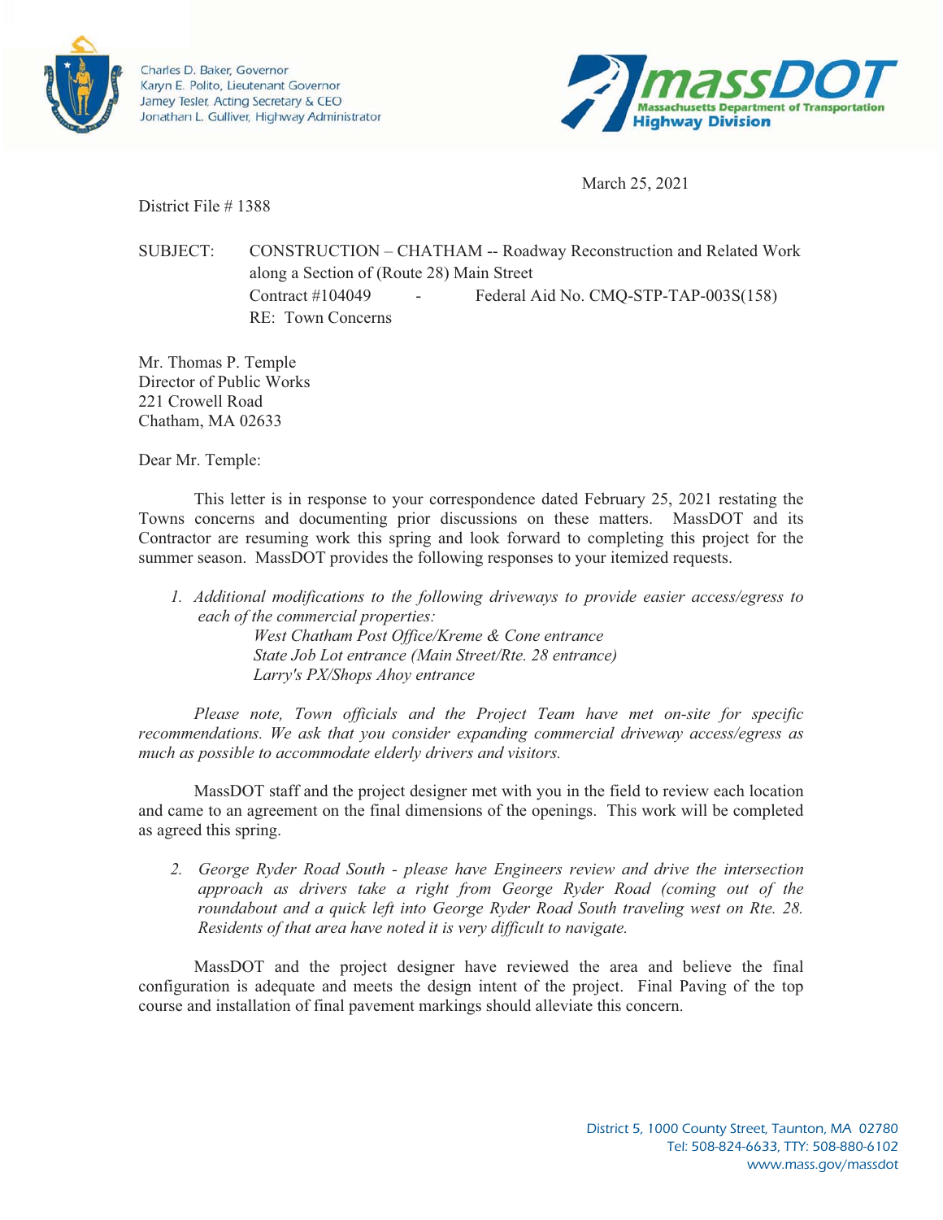Charles D. Baker, Governor
Karyn E. Polito, Lieutenant Governor
Jamey Tesler, Acting Secretary & CEO
Jonathan L. Gulliver, Highway Administrator

massDOT
Massachusetts Department of Transportation
Highway Division

March 25, 2021

District File # 1388

SUBJECT: CONSTRUCTION – CHATHAM -- Roadway Reconstruction and Related Work along a Section of (Route 28) Main Street
Contract #104049 - Federal Aid No. CMQ-STP-TAP-003S(158)
RE: Town Concerns

Mr. Thomas P. Temple
Director of Public Works
221 Crowell Road
Chatham, MA 02633

Dear Mr. Temple:

This letter is in response to your correspondence dated February 25, 2021 restating the Towns concerns and documenting prior discussions on these matters. MassDOT and its Contractor are resuming work this spring and look forward to completing this project for the summer season. MassDOT provides the following responses to your itemized requests.

1. *Additional modifications to the following driveways to provide easier access/egress to each of the commercial properties:*
   *West Chatham Post Office/Kreme & Cone entrance*
   *State Job Lot entrance (Main Street/Rte. 28 entrance)*
   *Larry's PX/Shops Ahoy entrance*

*Please note, Town officials and the Project Team have met on-site for specific recommendations. We ask that you consider expanding commercial driveway access/egress as much as possible to accommodate elderly drivers and visitors.*

MassDOT staff and the project designer met with you in the field to review each location and came to an agreement on the final dimensions of the openings. This work will be completed as agreed this spring.

2. *George Ryder Road South - please have Engineers review and drive the intersection approach as drivers take a right from George Ryder Road (coming out of the roundabout and a quick left into George Ryder Road South traveling west on Rte. 28. Residents of that area have noted it is very difficult to navigate.*

MassDOT and the project designer have reviewed the area and believe the final configuration is adequate and meets the design intent of the project. Final Paving of the top course and installation of final pavement markings should alleviate this concern.

District 5, 1000 County Street, Taunton, MA 02780
Tel: 508-824-6633, TTY: 508-880-6102
www.mass.gov/massdot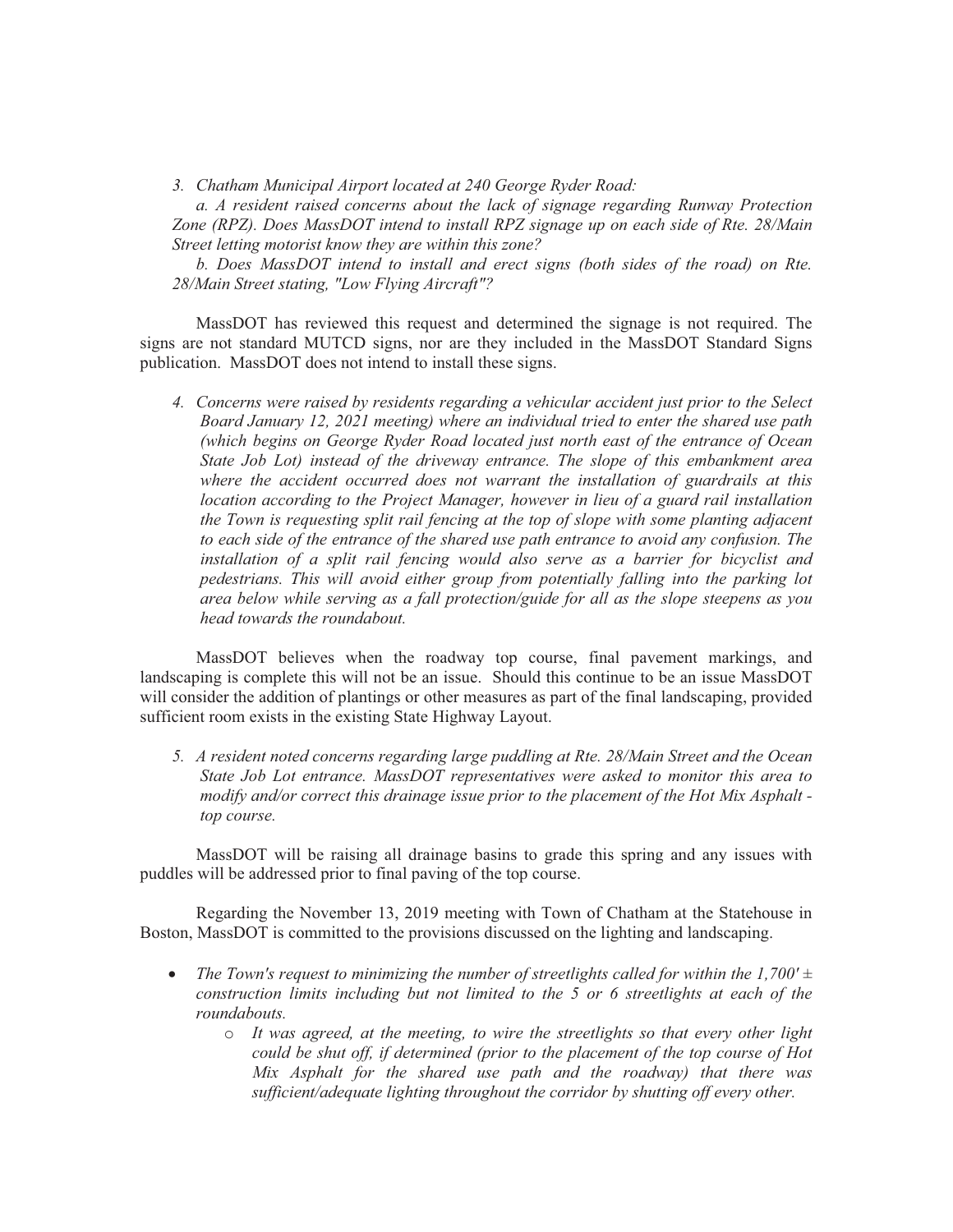*3. Chatham Municipal Airport located at 240 George Ryder Road:*

*a. A resident raised concerns about the lack of signage regarding Runway Protection Zone (RPZ). Does MassDOT intend to install RPZ signage up on each side of Rte. 28/Main Street letting motorist know they are within this zone?*

*b. Does MassDOT intend to install and erect signs (both sides of the road) on Rte. 28/Main Street stating, "Low Flying Aircraft"?*

MassDOT has reviewed this request and determined the signage is not required. The signs are not standard MUTCD signs, nor are they included in the MassDOT Standard Signs publication. MassDOT does not intend to install these signs.

*4. Concerns were raised by residents regarding a vehicular accident just prior to the Select Board January 12, 2021 meeting) where an individual tried to enter the shared use path (which begins on George Ryder Road located just north east of the entrance of Ocean State Job Lot) instead of the driveway entrance. The slope of this embankment area where the accident occurred does not warrant the installation of guardrails at this location according to the Project Manager, however in lieu of a guard rail installation the Town is requesting split rail fencing at the top of slope with some planting adjacent to each side of the entrance of the shared use path entrance to avoid any confusion. The installation of a split rail fencing would also serve as a barrier for bicyclist and pedestrians. This will avoid either group from potentially falling into the parking lot area below while serving as a fall protection/guide for all as the slope steepens as you head towards the roundabout.*

MassDOT believes when the roadway top course, final pavement markings, and landscaping is complete this will not be an issue. Should this continue to be an issue MassDOT will consider the addition of plantings or other measures as part of the final landscaping, provided sufficient room exists in the existing State Highway Layout.

*5. A resident noted concerns regarding large puddling at Rte. 28/Main Street and the Ocean State Job Lot entrance. MassDOT representatives were asked to monitor this area to modify and/or correct this drainage issue prior to the placement of the Hot Mix Asphalt - top course.*

MassDOT will be raising all drainage basins to grade this spring and any issues with puddles will be addressed prior to final paving of the top course.

Regarding the November 13, 2019 meeting with Town of Chatham at the Statehouse in Boston, MassDOT is committed to the provisions discussed on the lighting and landscaping.

- *The Town's request to minimizing the number of streetlights called for within the 1,700' ± construction limits including but not limited to the 5 or 6 streetlights at each of the roundabouts.*
  - *It was agreed, at the meeting, to wire the streetlights so that every other light could be shut off, if determined (prior to the placement of the top course of Hot Mix Asphalt for the shared use path and the roadway) that there was sufficient/adequate lighting throughout the corridor by shutting off every other.*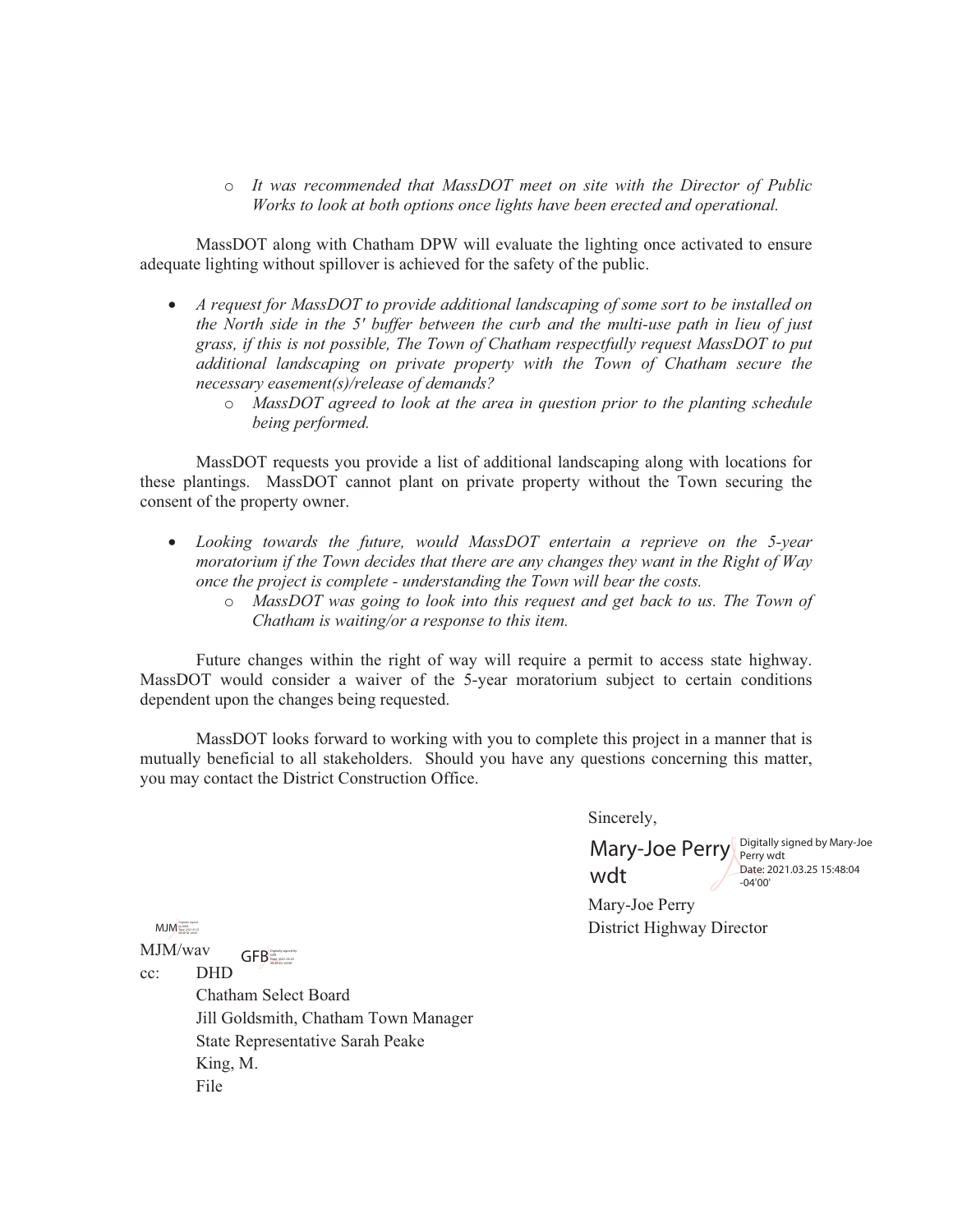- *It was recommended that MassDOT meet on site with the Director of Public Works to look at both options once lights have been erected and operational.*

MassDOT along with Chatham DPW will evaluate the lighting once activated to ensure adequate lighting without spillover is achieved for the safety of the public.

- *A request for MassDOT to provide additional landscaping of some sort to be installed on the North side in the 5' buffer between the curb and the multi-use path in lieu of just grass, if this is not possible, The Town of Chatham respectfully request MassDOT to put additional landscaping on private property with the Town of Chatham secure the necessary easement(s)/release of demands?*
  - *MassDOT agreed to look at the area in question prior to the planting schedule being performed.*

MassDOT requests you provide a list of additional landscaping along with locations for these plantings. MassDOT cannot plant on private property without the Town securing the consent of the property owner.

- *Looking towards the future, would MassDOT entertain a reprieve on the 5-year moratorium if the Town decides that there are any changes they want in the Right of Way once the project is complete - understanding the Town will bear the costs.*
  - *MassDOT was going to look into this request and get back to us. The Town of Chatham is waiting/or a response to this item.*

Future changes within the right of way will require a permit to access state highway. MassDOT would consider a waiver of the 5-year moratorium subject to certain conditions dependent upon the changes being requested.

MassDOT looks forward to working with you to complete this project in a manner that is mutually beneficial to all stakeholders. Should you have any questions concerning this matter, you may contact the District Construction Office.

Sincerely,

Mary-Joe Perry wdt
Digitally signed by Mary-Joe Perry wdt
Date: 2021.03.25 15:48:04 -04'00'

Mary-Joe Perry
District Highway Director

MJM

MJM/wav GFB

cc: DHD
Chatham Select Board
Jill Goldsmith, Chatham Town Manager
State Representative Sarah Peake
King, M.
File